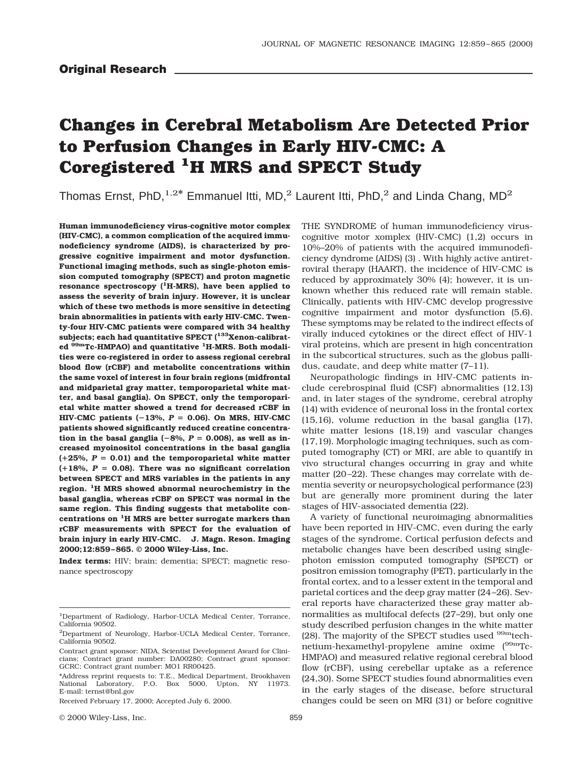**Original Research**

# Changes in Cerebral Metabolism Are Detected Prior to Perfusion Changes in Early HIV-CMC: A Coregistered $^{1}$H MRS and SPECT Study

Thomas Ernst, PhD,[1,2]* Emmanuel Itti, MD,[2] Laurent Itti, PhD,[2] and Linda Chang, MD[2]

**Human immunodeficiency virus-cognitive motor complex (HIV-CMC), a common complication of the acquired immunodeficiency syndrome (AIDS), is characterized by progressive cognitive impairment and motor dysfunction. Functional imaging methods, such as single-photon emission computed tomography (SPECT) and proton magnetic resonance spectroscopy ($^{1}$H-MRS), have been applied to assess the severity of brain injury. However, it is unclear which of these two methods is more sensitive in detecting brain abnormalities in patients with early HIV-CMC. Twenty-four HIV-CMC patients were compared with 34 healthy subjects; each had quantitative SPECT ($^{133}$Xenon-calibrated $^{99m}$Tc-HMPAO) and quantitative $^{1}$H-MRS. Both modalities were co-registered in order to assess regional cerebral blood flow (rCBF) and metabolite concentrations within the same voxel of interest in four brain regions (midfrontal and midparietal gray matter, temporoparietal white matter, and basal ganglia). On SPECT, only the temporoparietal white matter showed a trend for decreased rCBF in HIV-CMC patients (−13%, $P$ = 0.06). On MRS, HIV-CMC patients showed significantly reduced creatine concentration in the basal ganglia (−8%, $P$ = 0.008), as well as increased myoinositol concentrations in the basal ganglia (+25%, $P$ = 0.01) and the temporoparietal white matter (+18%, $P$ = 0.08). There was no significant correlation between SPECT and MRS variables in the patients in any region. $^{1}$H MRS showed abnormal neurochemistry in the basal ganglia, whereas rCBF on SPECT was normal in the same region. This finding suggests that metabolite concentrations on $^{1}$H MRS are better surrogate markers than rCBF measurements with SPECT for the evaluation of brain injury in early HIV-CMC. J. Magn. Reson. Imaging 2000;12:859–865. © 2000 Wiley-Liss, Inc.**

**Index terms:** HIV; brain; dementia; SPECT; magnetic resonance spectroscopy

[1]Department of Radiology, Harbor-UCLA Medical Center, Torrance, California 90502.

[2]Department of Neurology, Harbor-UCLA Medical Center, Torrance, California 90502.

Contract grant sponsor: NIDA, Scientist Development Award for Clinicians; Contract grant number: DA00280; Contract grant sponsor: GCRC; Contract grant number: MO1 RR00425.

*Address reprint requests to: T.E., Medical Department, Brookhaven National Laboratory, P.O. Box 5000, Upton, NY 11973. E-mail: ternst@bnl.gov

Received February 17, 2000; Accepted July 6, 2000.

THE SYNDROME of human immunodeficiency virus-cognitive motor xomplex (HIV-CMC) (1,2) occurs in 10%–20% of patients with the acquired immunodeficiency dyndrome (AIDS) (3) . With highly active antiretroviral therapy (HAART), the incidence of HIV-CMC is reduced by approximately 30% (4); however, it is unknown whether this reduced rate will remain stable. Clinically, patients with HIV-CMC develop progressive cognitive impairment and motor dysfunction (5,6). These symptoms may be related to the indirect effects of virally induced cytokines or the direct effect of HIV-1 viral proteins, which are present in high concentration in the subcortical structures, such as the globus pallidus, caudate, and deep white matter (7–11).

Neuropathologic findings in HIV-CMC patients include cerebrospinal fluid (CSF) abnormalities (12,13) and, in later stages of the syndrome, cerebral atrophy (14) with evidence of neuronal loss in the frontal cortex (15,16), volume reduction in the basal ganglia (17), white matter lesions (18,19) and vascular changes (17,19). Morphologic imaging techniques, such as computed tomography (CT) or MRI, are able to quantify in vivo structural changes occurring in gray and white matter (20–22). These changes may correlate with dementia severity or neuropsychological performance (23) but are generally more prominent during the later stages of HIV-associated dementia (22).

A variety of functional neuroimaging abnormalities have been reported in HIV-CMC, even during the early stages of the syndrome. Cortical perfusion defects and metabolic changes have been described using single-photon emission computed tomography (SPECT) or positron emission tomography (PET), particularly in the frontal cortex, and to a lesser extent in the temporal and parietal cortices and the deep gray matter (24–26). Several reports have characterized these gray matter abnormalities as multifocal defects (27–29), but only one study described perfusion changes in the white matter (28). The majority of the SPECT studies used $^{99m}$technetium-hexamethyl-propylene amine oxime ($^{99m}$Tc-HMPAO) and measured relative regional cerebral blood flow (rCBF), using cerebellar uptake as a reference (24,30). Some SPECT studies found abnormalities even in the early stages of the disease, before structural changes could be seen on MRI (31) or before cognitive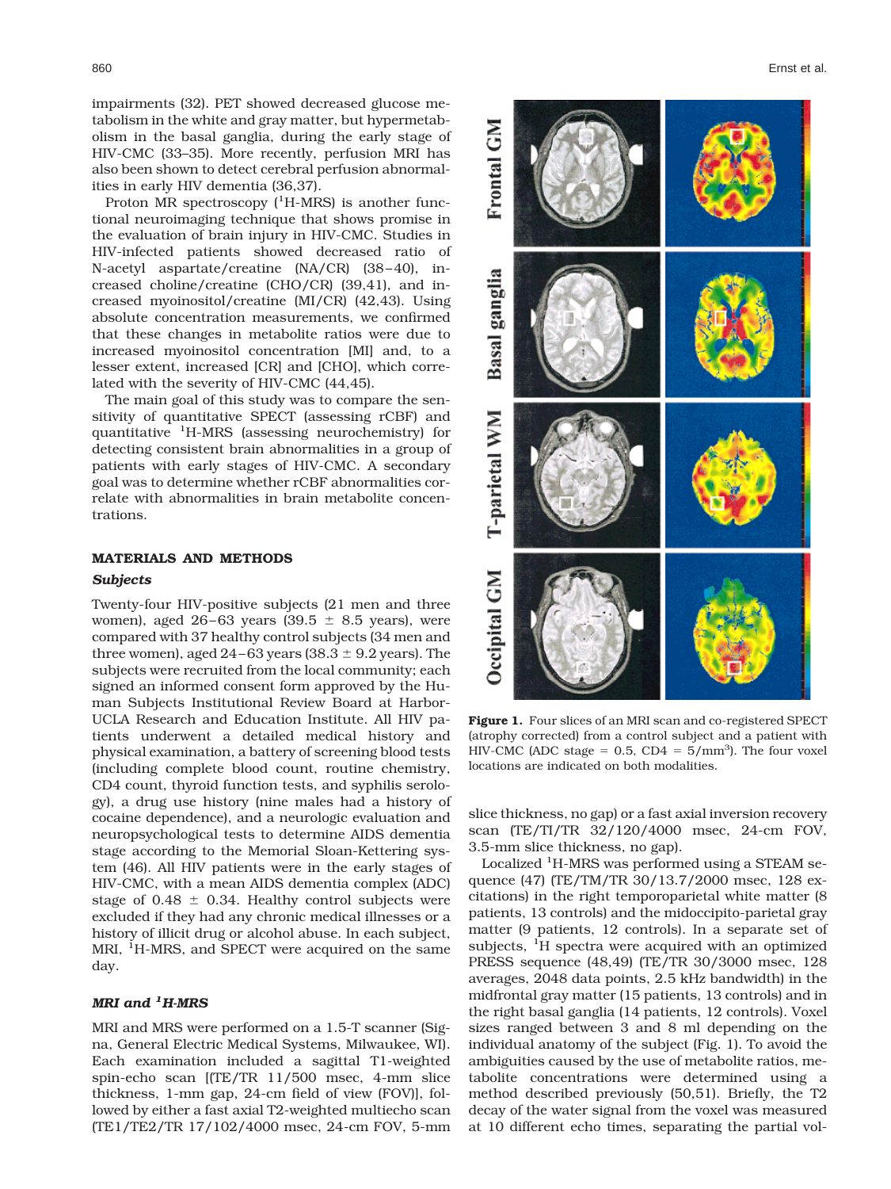impairments (32). PET showed decreased glucose metabolism in the white and gray matter, but hypermetabolism in the basal ganglia, during the early stage of HIV-CMC (33–35). More recently, perfusion MRI has also been shown to detect cerebral perfusion abnormalities in early HIV dementia (36,37).

Proton MR spectroscopy ($^{1}$H-MRS) is another functional neuroimaging technique that shows promise in the evaluation of brain injury in HIV-CMC. Studies in HIV-infected patients showed decreased ratio of N-acetyl aspartate/creatine (NA/CR) (38–40), increased choline/creatine (CHO/CR) (39,41), and increased myoinositol/creatine (MI/CR) (42,43). Using absolute concentration measurements, we confirmed that these changes in metabolite ratios were due to increased myoinositol concentration [MI] and, to a lesser extent, increased [CR] and [CHO], which correlated with the severity of HIV-CMC (44,45).

The main goal of this study was to compare the sensitivity of quantitative SPECT (assessing rCBF) and quantitative $^{1}$H-MRS (assessing neurochemistry) for detecting consistent brain abnormalities in a group of patients with early stages of HIV-CMC. A secondary goal was to determine whether rCBF abnormalities correlate with abnormalities in brain metabolite concentrations.

## MATERIALS AND METHODS

### *Subjects*

Twenty-four HIV-positive subjects (21 men and three women), aged 26–63 years (39.5 ± 8.5 years), were compared with 37 healthy control subjects (34 men and three women), aged 24–63 years (38.3 ± 9.2 years). The subjects were recruited from the local community; each signed an informed consent form approved by the Human Subjects Institutional Review Board at Harbor-UCLA Research and Education Institute. All HIV patients underwent a detailed medical history and physical examination, a battery of screening blood tests (including complete blood count, routine chemistry, CD4 count, thyroid function tests, and syphilis serology), a drug use history (nine males had a history of cocaine dependence), and a neurologic evaluation and neuropsychological tests to determine AIDS dementia stage according to the Memorial Sloan-Kettering system (46). All HIV patients were in the early stages of HIV-CMC, with a mean AIDS dementia complex (ADC) stage of 0.48 ± 0.34. Healthy control subjects were excluded if they had any chronic medical illnesses or a history of illicit drug or alcohol abuse. In each subject, MRI, $^{1}$H-MRS, and SPECT were acquired on the same day.

### *MRI and $^{1}$H-MRS*

MRI and MRS were performed on a 1.5-T scanner (Signa, General Electric Medical Systems, Milwaukee, WI). Each examination included a sagittal T1-weighted spin-echo scan [(TE/TR 11/500 msec, 4-mm slice thickness, 1-mm gap, 24-cm field of view (FOV)], followed by either a fast axial T2-weighted multiecho scan (TE1/TE2/TR 17/102/4000 msec, 24-cm FOV, 5-mm slice thickness, no gap) or a fast axial inversion recovery scan (TE/TI/TR 32/120/4000 msec, 24-cm FOV, 3.5-mm slice thickness, no gap).

**Figure 1.** Four slices of an MRI scan and co-registered SPECT (atrophy corrected) from a control subject and a patient with HIV-CMC (ADC stage = 0.5, CD4 = 5/mm$^{3}$). The four voxel locations are indicated on both modalities.

Localized $^{1}$H-MRS was performed using a STEAM sequence (47) (TE/TM/TR 30/13.7/2000 msec, 128 excitations) in the right temporoparietal white matter (8 patients, 13 controls) and the midoccipito-parietal gray matter (9 patients, 12 controls). In a separate set of subjects, $^{1}$H spectra were acquired with an optimized PRESS sequence (48,49) (TE/TR 30/3000 msec, 128 averages, 2048 data points, 2.5 kHz bandwidth) in the midfrontal gray matter (15 patients, 13 controls) and in the right basal ganglia (14 patients, 12 controls). Voxel sizes ranged between 3 and 8 ml depending on the individual anatomy of the subject (Fig. 1). To avoid the ambiguities caused by the use of metabolite ratios, metabolite concentrations were determined using a method described previously (50,51). Briefly, the T2 decay of the water signal from the voxel was measured at 10 different echo times, separating the partial vol-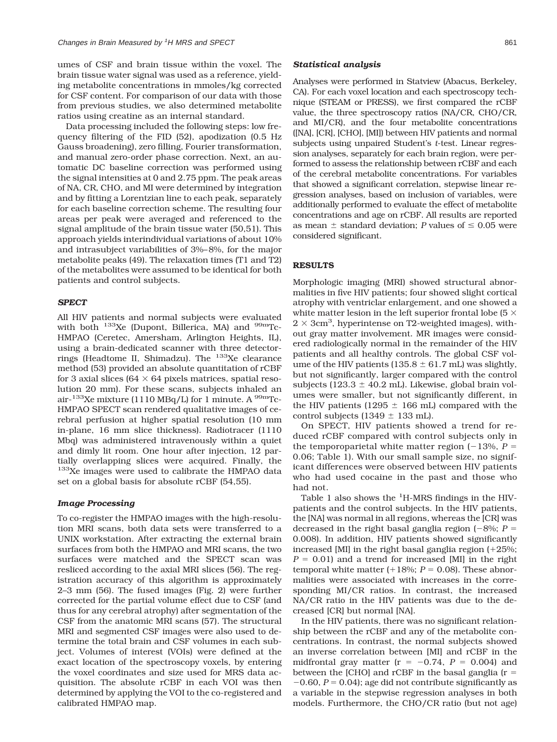umes of CSF and brain tissue within the voxel. The brain tissue water signal was used as a reference, yielding metabolite concentrations in mmoles/kg corrected for CSF content. For comparison of our data with those from previous studies, we also determined metabolite ratios using creatine as an internal standard.

Data processing included the following steps: low frequency filtering of the FID (52), apodization (0.5 Hz Gauss broadening), zero filling, Fourier transformation, and manual zero-order phase correction. Next, an automatic DC baseline correction was performed using the signal intensities at 0 and 2.75 ppm. The peak areas of NA, CR, CHO, and MI were determined by integration and by fitting a Lorentzian line to each peak, separately for each baseline correction scheme. The resulting four areas per peak were averaged and referenced to the signal amplitude of the brain tissue water (50,51). This approach yields interindividual variations of about 10% and intrasubject variabilities of 3%–8%, for the major metabolite peaks (49). The relaxation times (T1 and T2) of the metabolites were assumed to be identical for both patients and control subjects.

### *SPECT*

All HIV patients and normal subjects were evaluated with both $^{133}$Xe (Dupont, Billerica, MA) and $^{99m}$Tc-HMPAO (Ceretec, Amersham, Arlington Heights, IL), using a brain-dedicated scanner with three detector-rings (Headtome II, Shimadzu). The $^{133}$Xe clearance method (53) provided an absolute quantitation of rCBF for 3 axial slices ($64 \times 64$ pixels matrices, spatial resolution 20 mm). For these scans, subjects inhaled an air-$^{133}$Xe mixture (1110 MBq/L) for 1 minute. A $^{99m}$Tc-HMPAO SPECT scan rendered qualitative images of cerebral perfusion at higher spatial resolution (10 mm in-plane, 16 mm slice thickness). Radiotracer (1110 Mbq) was administered intravenously within a quiet and dimly lit room. One hour after injection, 12 partially overlapping slices were acquired. Finally, the $^{133}$Xe images were used to calibrate the HMPAO data set on a global basis for absolute rCBF (54,55).

### *Image Processing*

To co-register the HMPAO images with the high-resolution MRI scans, both data sets were transferred to a UNIX workstation. After extracting the external brain surfaces from both the HMPAO and MRI scans, the two surfaces were matched and the SPECT scan was resliced according to the axial MRI slices (56). The registration accuracy of this algorithm is approximately 2–3 mm (56). The fused images (Fig. 2) were further corrected for the partial volume effect due to CSF (and thus for any cerebral atrophy) after segmentation of the CSF from the anatomic MRI scans (57). The structural MRI and segmented CSF images were also used to determine the total brain and CSF volumes in each subject. Volumes of interest (VOIs) were defined at the exact location of the spectroscopy voxels, by entering the voxel coordinates and size used for MRS data acquisition. The absolute rCBF in each VOI was then determined by applying the VOI to the co-registered and calibrated HMPAO map.

### *Statistical analysis*

Analyses were performed in Statview (Abacus, Berkeley, CA). For each voxel location and each spectroscopy technique (STEAM or PRESS), we first compared the rCBF value, the three spectroscopy ratios (NA/CR, CHO/CR, and MI/CR), and the four metabolite concentrations ([NA], [CR], [CHO], [MI]) between HIV patients and normal subjects using unpaired Student's *t*-test. Linear regression analyses, separately for each brain region, were performed to assess the relationship between rCBF and each of the cerebral metabolite concentrations. For variables that showed a significant correlation, stepwise linear regression analyses, based on inclusion of variables, were additionally performed to evaluate the effect of metabolite concentrations and age on rCBF. All results are reported as mean ± standard deviation; *P* values of ≤ 0.05 were considered significant.

## RESULTS

Morphologic imaging (MRI) showed structural abnormalities in five HIV patients; four showed slight cortical atrophy with ventriclar enlargement, and one showed a white matter lesion in the left superior frontal lobe ($5 \times 2 \times 3\text{cm}^3$, hyperintense on T2-weighted images), without gray matter involvement. MR images were considered radiologically normal in the remainder of the HIV patients and all healthy controls. The global CSF volume of the HIV patients (135.8 ± 61.7 mL) was slightly, but not significantly, larger compared with the control subjects (123.3 ± 40.2 mL). Likewise, global brain volumes were smaller, but not significantly different, in the HIV patients (1295 ± 166 mL) compared with the control subjects (1349 ± 133 mL).

On SPECT, HIV patients showed a trend for reduced rCBF compared with control subjects only in the temporoparietal white matter region (−13%, $P = 0.06$; Table 1). With our small sample size, no significant differences were observed between HIV patients who had used cocaine in the past and those who had not.

Table 1 also shows the $^1$H-MRS findings in the HIV-patients and the control subjects. In the HIV patients, the [NA] was normal in all regions, whereas the [CR] was decreased in the right basal ganglia region (−8%; $P = 0.008$). In addition, HIV patients showed significantly increased [MI] in the right basal ganglia region (+25%; $P = 0.01$) and a trend for increased [MI] in the right temporal white matter (+18%; $P = 0.08$). These abnormalities were associated with increases in the corresponding MI/CR ratios. In contrast, the increased NA/CR ratio in the HIV patients was due to the decreased [CR] but normal [NA].

In the HIV patients, there was no significant relationship between the rCBF and any of the metabolite concentrations. In contrast, the normal subjects showed an inverse correlation between [MI] and rCBF in the midfrontal gray matter ($r = -0.74$, $P = 0.004$) and between the [CHO] and rCBF in the basal ganglia ($r = -0.60$, $P = 0.04$); age did not contribute significantly as a variable in the stepwise regression analyses in both models. Furthermore, the CHO/CR ratio (but not age)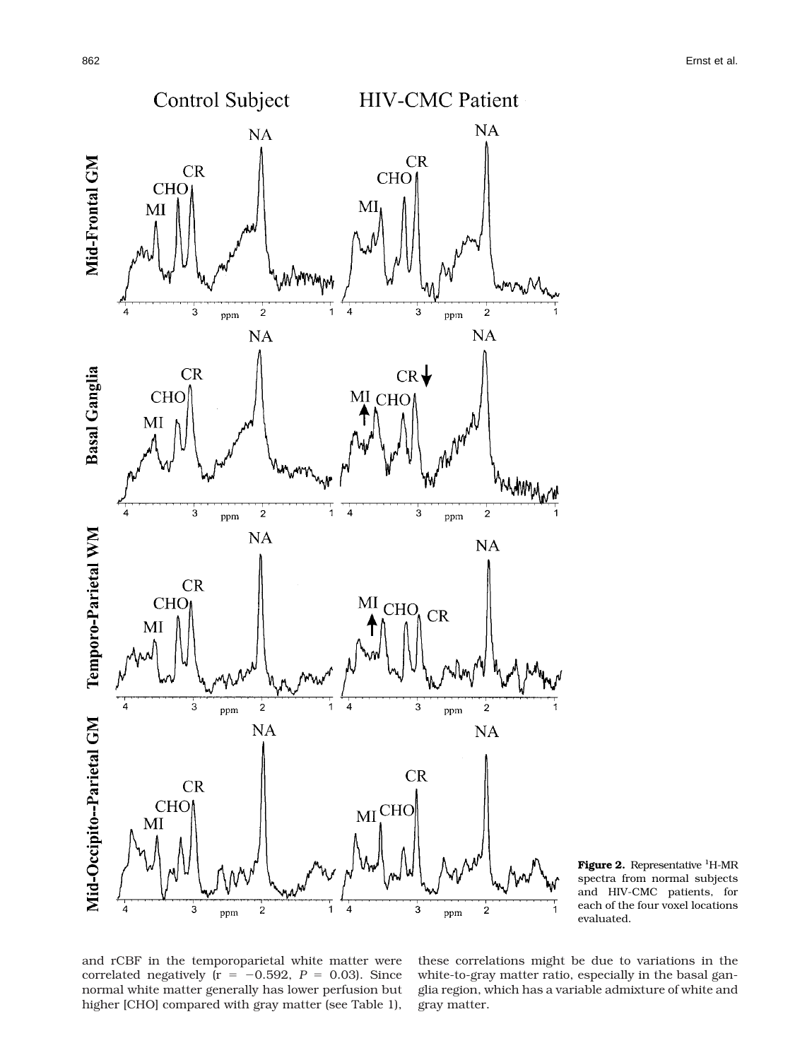**Figure 2.** Representative $^{1}$H-MR spectra from normal subjects and HIV-CMC patients, for each of the four voxel locations evaluated.

and rCBF in the temporoparietal white matter were correlated negatively ($r = -0.592$, $P = 0.03$). Since normal white matter generally has lower perfusion but higher [CHO] compared with gray matter (see Table 1), these correlations might be due to variations in the white-to-gray matter ratio, especially in the basal ganglia region, which has a variable admixture of white and gray matter.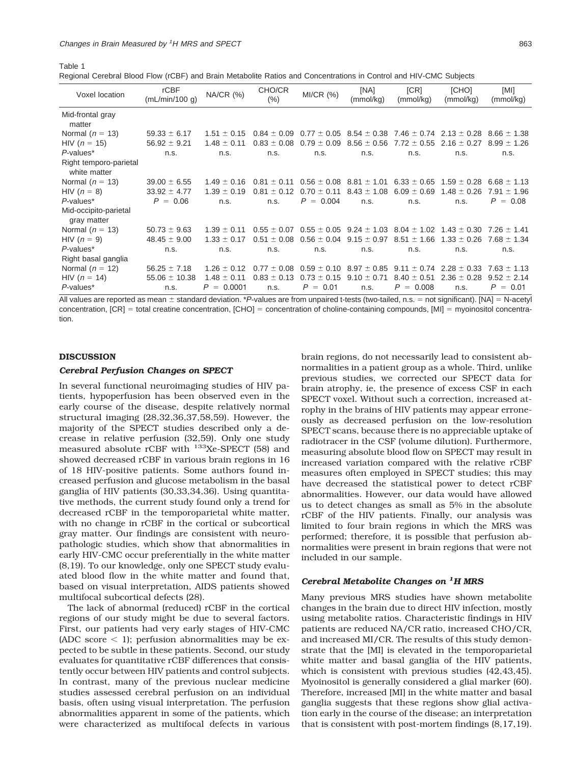Table 1
Regional Cerebral Blood Flow (rCBF) and Brain Metabolite Ratios and Concentrations in Control and HIV-CMC Subjects

| Voxel location | rCBF (mL/min/100 g) | NA/CR (%) | CHO/CR (%) | MI/CR (%) | [NA] (mmol/kg) | [CR] (mmol/kg) | [CHO] (mmol/kg) | [MI] (mmol/kg) |
|---|---|---|---|---|---|---|---|---|
| Mid-frontal gray matter | | | | | | | | |
| Normal ($n = 13$) | 59.33 ± 6.17 | 1.51 ± 0.15 | 0.84 ± 0.09 | 0.77 ± 0.05 | 8.54 ± 0.38 | 7.46 ± 0.74 | 2.13 ± 0.28 | 8.66 ± 1.38 |
| HIV ($n = 15$) | 56.92 ± 9.21 | 1.48 ± 0.11 | 0.83 ± 0.08 | 0.79 ± 0.09 | 8.56 ± 0.56 | 7.72 ± 0.55 | 2.16 ± 0.27 | 8.99 ± 1.26 |
| *P*-values* | n.s. | n.s. | n.s. | n.s. | n.s. | n.s. | n.s. | n.s. |
| Right temporo-parietal white matter | | | | | | | | |
| Normal ($n = 13$) | 39.00 ± 6.55 | 1.49 ± 0.16 | 0.81 ± 0.11 | 0.56 ± 0.08 | 8.81 ± 1.01 | 6.33 ± 0.65 | 1.59 ± 0.28 | 6.68 ± 1.13 |
| HIV ($n = 8$) | 33.92 ± 4.77 | 1.39 ± 0.19 | 0.81 ± 0.12 | 0.70 ± 0.11 | 8.43 ± 1.08 | 6.09 ± 0.69 | 1.48 ± 0.26 | 7.91 ± 1.96 |
| *P*-values* | $P = 0.06$ | n.s. | n.s. | $P = 0.004$ | n.s. | n.s. | n.s. | $P = 0.08$ |
| Mid-occipito-parietal gray matter | | | | | | | | |
| Normal ($n = 13$) | 50.73 ± 9.63 | 1.39 ± 0.11 | 0.55 ± 0.07 | 0.55 ± 0.05 | 9.24 ± 1.03 | 8.04 ± 1.02 | 1.43 ± 0.30 | 7.26 ± 1.41 |
| HIV ($n = 9$) | 48.45 ± 9.00 | 1.33 ± 0.17 | 0.51 ± 0.08 | 0.56 ± 0.04 | 9.15 ± 0.97 | 8.51 ± 1.66 | 1.33 ± 0.26 | 7.68 ± 1.34 |
| *P*-values* | n.s. | n.s. | n.s. | n.s. | n.s. | n.s. | n.s. | n.s. |
| Right basal ganglia | | | | | | | | |
| Normal ($n = 12$) | 56.25 ± 7.18 | 1.26 ± 0.12 | 0.77 ± 0.08 | 0.59 ± 0.10 | 8.97 ± 0.85 | 9.11 ± 0.74 | 2.28 ± 0.33 | 7.63 ± 1.13 |
| HIV ($n = 14$) | 55.06 ± 10.38 | 1.48 ± 0.11 | 0.83 ± 0.13 | 0.73 ± 0.15 | 9.10 ± 0.71 | 8.40 ± 0.51 | 2.36 ± 0.28 | 9.52 ± 2.14 |
| *P*-values* | n.s. | $P = 0.0001$ | n.s. | $P = 0.01$ | n.s. | $P = 0.008$ | n.s. | $P = 0.01$ |

All values are reported as mean ± standard deviation. **P*-values are from unpaired t-tests (two-tailed, n.s. = not significant). [NA] = N-acetyl concentration, [CR] = total creatine concentration, [CHO] = concentration of choline-containing compounds, [MI] = myoinositol concentration.

## DISCUSSION

### *Cerebral Perfusion Changes on SPECT*

In several functional neuroimaging studies of HIV patients, hypoperfusion has been observed even in the early course of the disease, despite relatively normal structural imaging (28,32,36,37,58,59). However, the majority of the SPECT studies described only a decrease in relative perfusion (32,59). Only one study measured absolute rCBF with $^{133}$Xe-SPECT (58) and showed decreased rCBF in various brain regions in 16 of 18 HIV-positive patients. Some authors found increased perfusion and glucose metabolism in the basal ganglia of HIV patients (30,33,34,36). Using quantitative methods, the current study found only a trend for decreased rCBF in the temporoparietal white matter, with no change in rCBF in the cortical or subcortical gray matter. Our findings are consistent with neuropathologic studies, which show that abnormalities in early HIV-CMC occur preferentially in the white matter (8,19). To our knowledge, only one SPECT study evaluated blood flow in the white matter and found that, based on visual interpretation, AIDS patients showed multifocal subcortical defects (28).

The lack of abnormal (reduced) rCBF in the cortical regions of our study might be due to several factors. First, our patients had very early stages of HIV-CMC (ADC score < 1); perfusion abnormalities may be expected to be subtle in these patients. Second, our study evaluates for quantitative rCBF differences that consistently occur between HIV patients and control subjects. In contrast, many of the previous nuclear medicine studies assessed cerebral perfusion on an individual basis, often using visual interpretation. The perfusion abnormalities apparent in some of the patients, which were characterized as multifocal defects in various brain regions, do not necessarily lead to consistent abnormalities in a patient group as a whole. Third, unlike previous studies, we corrected our SPECT data for brain atrophy, ie, the presence of excess CSF in each SPECT voxel. Without such a correction, increased atrophy in the brains of HIV patients may appear erroneously as decreased perfusion on the low-resolution SPECT scans, because there is no appreciable uptake of radiotracer in the CSF (volume dilution). Furthermore, measuring absolute blood flow on SPECT may result in increased variation compared with the relative rCBF measures often employed in SPECT studies; this may have decreased the statistical power to detect rCBF abnormalities. However, our data would have allowed us to detect changes as small as 5% in the absolute rCBF of the HIV patients. Finally, our analysis was limited to four brain regions in which the MRS was performed; therefore, it is possible that perfusion abnormalities were present in brain regions that were not included in our sample.

### *Cerebral Metabolite Changes on $^1$H MRS*

Many previous MRS studies have shown metabolite changes in the brain due to direct HIV infection, mostly using metabolite ratios. Characteristic findings in HIV patients are reduced NA/CR ratio, increased CHO/CR, and increased MI/CR. The results of this study demonstrate that the [MI] is elevated in the temporoparietal white matter and basal ganglia of the HIV patients, which is consistent with previous studies (42,43,45). Myoinositol is generally considered a glial marker (60). Therefore, increased [MI] in the white matter and basal ganglia suggests that these regions show glial activation early in the course of the disease; an interpretation that is consistent with post-mortem findings (8,17,19).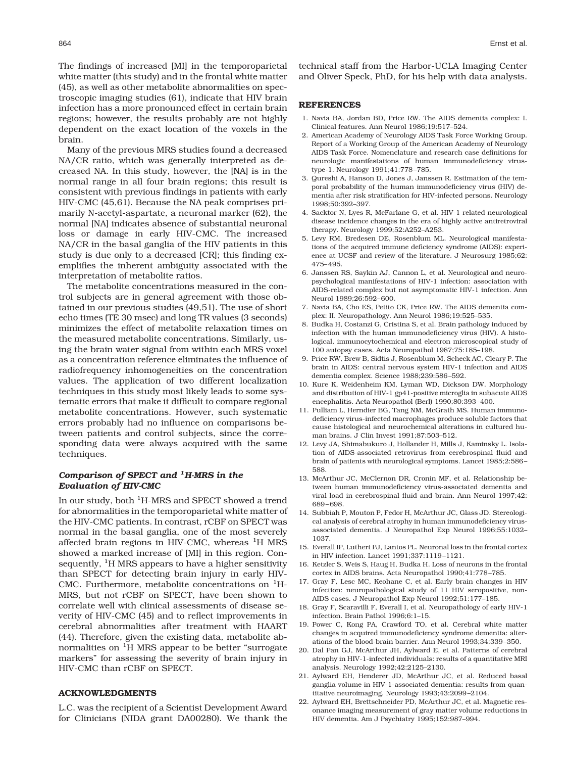The findings of increased [MI] in the temporoparietal white matter (this study) and in the frontal white matter (45), as well as other metabolite abnormalities on spectroscopic imaging studies (61), indicate that HIV brain infection has a more pronounced effect in certain brain regions; however, the results probably are not highly dependent on the exact location of the voxels in the brain.

Many of the previous MRS studies found a decreased NA/CR ratio, which was generally interpreted as decreased NA. In this study, however, the [NA] is in the normal range in all four brain regions; this result is consistent with previous findings in patients with early HIV-CMC (45,61). Because the NA peak comprises primarily N-acetyl-aspartate, a neuronal marker (62), the normal [NA] indicates absence of substantial neuronal loss or damage in early HIV-CMC. The increased NA/CR in the basal ganglia of the HIV patients in this study is due only to a decreased [CR]; this finding exemplifies the inherent ambiguity associated with the interpretation of metabolite ratios.

The metabolite concentrations measured in the control subjects are in general agreement with those obtained in our previous studies (49,51). The use of short echo times (TE 30 msec) and long TR values (3 seconds) minimizes the effect of metabolite relaxation times on the measured metabolite concentrations. Similarly, using the brain water signal from within each MRS voxel as a concentration reference eliminates the influence of radiofrequency inhomogeneities on the concentration values. The application of two different localization techniques in this study most likely leads to some systematic errors that make it difficult to compare regional metabolite concentrations. However, such systematic errors probably had no influence on comparisons between patients and control subjects, since the corresponding data were always acquired with the same techniques.

### Comparison of SPECT and $^{1}$H-MRS in the Evaluation of HIV-CMC

In our study, both $^{1}$H-MRS and SPECT showed a trend for abnormalities in the temporoparietal white matter of the HIV-CMC patients. In contrast, rCBF on SPECT was normal in the basal ganglia, one of the most severely affected brain regions in HIV-CMC, whereas $^{1}$H MRS showed a marked increase of [MI] in this region. Consequently, $^{1}$H MRS appears to have a higher sensitivity than SPECT for detecting brain injury in early HIV-CMC. Furthermore, metabolite concentrations on $^{1}$H-MRS, but not rCBF on SPECT, have been shown to correlate well with clinical assessments of disease severity of HIV-CMC (45) and to reflect improvements in cerebral abnormalities after treatment with HAART (44). Therefore, given the existing data, metabolite abnormalities on $^{1}$H MRS appear to be better "surrogate markers" for assessing the severity of brain injury in HIV-CMC than rCBF on SPECT.

## ACKNOWLEDGMENTS

L.C. was the recipient of a Scientist Development Award for Clinicians (NIDA grant DA00280). We thank the technical staff from the Harbor-UCLA Imaging Center and Oliver Speck, PhD, for his help with data analysis.

## REFERENCES

1. Navia BA, Jordan BD, Price RW. The AIDS dementia complex: I. Clinical features. Ann Neurol 1986;19:517–524.
2. American Academy of Neurology AIDS Task Force Working Group. Report of a Working Group of the American Academy of Neurology AIDS Task Force. Nomenclature and research case definitions for neurologic manifestations of human immunodeficiency virus-type-1. Neurology 1991;41:778–785.
3. Qureshi A, Hanson D, Jones J, Janssen R. Estimation of the temporal probability of the human immunodeficiency virus (HIV) dementia after risk stratification for HIV-infected persons. Neurology 1998;50:392–397.
4. Sacktor N, Lyes R, McFarlane G, et al. HIV-1 related neurological disease incidence changes in the era of highly active antiretroviral therapy. Neurology 1999;52:A252–A253.
5. Levy RM, Bredesen DE, Rosenblum ML. Neurological manifestations of the acquired immune deficiency syndrome (AIDS): experience at UCSF and review of the literature. J Neurosurg 1985;62:475–495.
6. Janssen RS, Saykin AJ, Cannon L, et al. Neurological and neuropsychological manifestations of HIV-1 infection: association with AIDS-related complex but not asymptomatic HIV-1 infection. Ann Neurol 1989;26:592–600.
7. Navia BA, Cho ES, Petito CK, Price RW. The AIDS dementia complex: II. Neuropathology. Ann Neurol 1986;19:525–535.
8. Budka H, Costanzi G, Cristina S, et al. Brain pathology induced by infection with the human immunodeficiency virus (HIV). A histological, immunocytochemical and electron microscopical study of 100 autopsy cases. Acta Neuropathol 1987;75:185–198.
9. Price RW, Brew B, Sidtis J, Rosenblum M, Scheck AC, Cleary P. The brain in AIDS: central nervous system HIV-1 infection and AIDS dementia complex. Science 1988;239:586–592.
10. Kure K, Weidenheim KM, Lyman WD, Dickson DW. Morphology and distribution of HIV-1 gp41-positive microglia in subacute AIDS encephalitis. Acta Neuropathol (Berl) 1990;80:393–400.
11. Pulliam L, Herndier BG, Tang NM, McGrath MS. Human immunodeficiency virus-infected macrophages produce soluble factors that cause histological and neurochemical alterations in cultured human brains. J Clin Invest 1991;87:503–512.
12. Levy JA, Shimabukuro J, Hollander H, Mills J, Kaminsky L. Isolation of AIDS-associated retrovirus from cerebrospinal fluid and brain of patients with neurological symptoms. Lancet 1985;2:586–588.
13. McArthur JC, McClernon DR, Cronin MF, et al. Relationship between human immunodeficiency virus-associated dementia and viral load in cerebrospinal fluid and brain. Ann Neurol 1997;42:689–698.
14. Subbiah P, Mouton P, Fedor H, McArthur JC, Glass JD. Stereological analysis of cerebral atrophy in human immunodeficiency virus-associated dementia. J Neuropathol Exp Neurol 1996;55:1032–1037.
15. Everall IP, Luthert PJ, Lantos PL. Neuronal loss in the frontal cortex in HIV infection. Lancet 1991;337:1119–1121.
16. Ketzler S, Weis S, Haug H, Budka H. Loss of neurons in the frontal cortex in AIDS brains. Acta Neuropathol 1990;41:778–785.
17. Gray F, Lesc MC, Keohane C, et al. Early brain changes in HIV infection: neuropathological study of 11 HIV seropositive, non-AIDS cases. J Neuropathol Exp Neurol 1992;51:177–185.
18. Gray F, Scaravilli F, Everall I, et al. Neuropathology of early HIV-1 infection. Brain Pathol 1996;6:1–15.
19. Power C, Kong PA, Crawford TO, et al. Cerebral white matter changes in acquired immunodeficiency syndrome dementia: alterations of the blood-brain barrier. Ann Neurol 1993;34:339–350.
20. Dal Pan GJ, McArthur JH, Aylward E, et al. Patterns of cerebral atrophy in HIV-1-infected individuals: results of a quantitative MRI analysis. Neurology 1992;42:2125–2130.
21. Aylward EH, Henderer JD, McArthur JC, et al. Reduced basal ganglia volume in HIV-1-associated dementia: results from quantitative neuroimaging. Neurology 1993;43:2099–2104.
22. Aylward EH, Brettschneider PD, McArthur JC, et al. Magnetic resonance imaging measurement of gray matter volume reductions in HIV dementia. Am J Psychiatry 1995;152:987–994.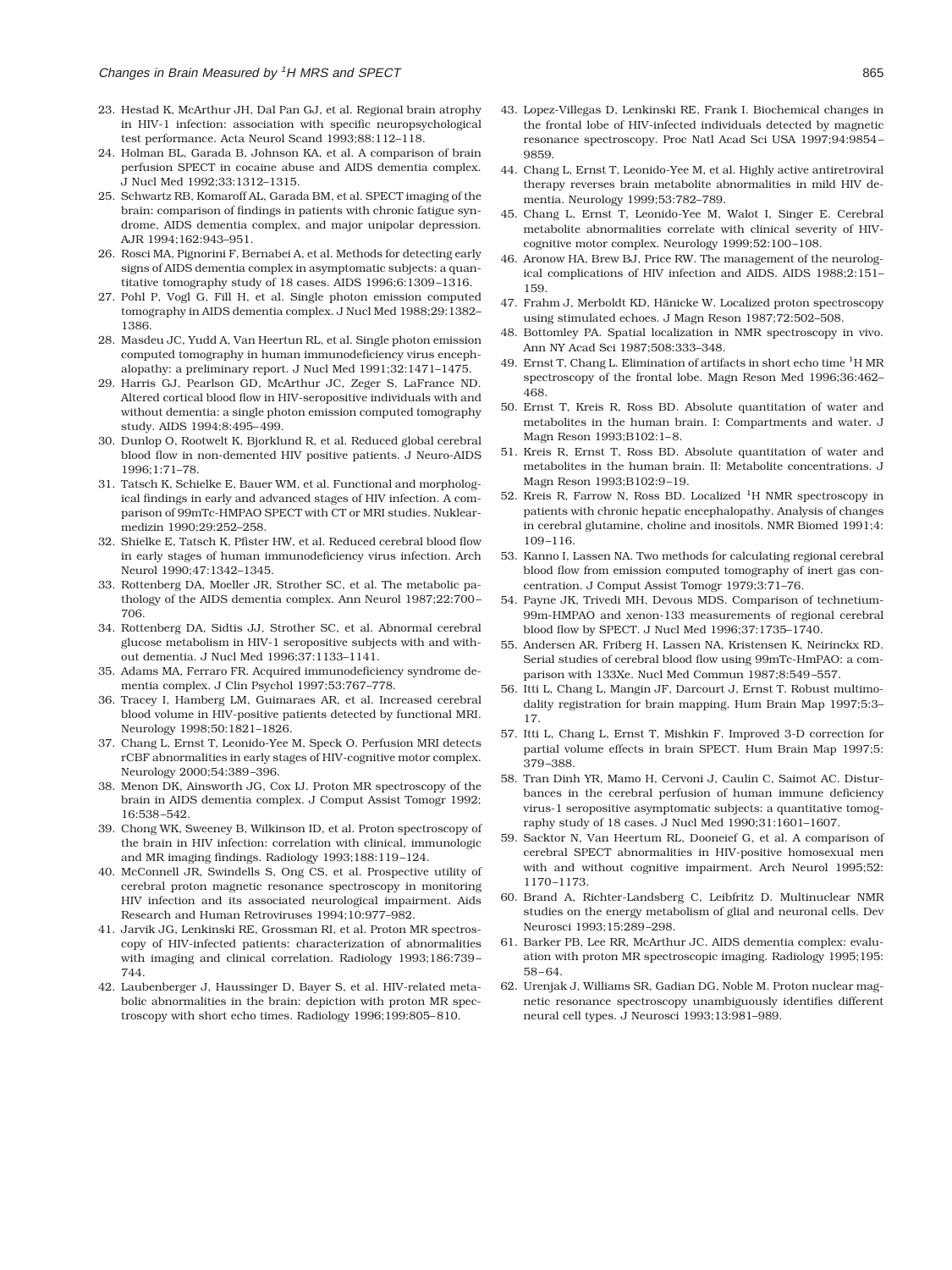23. Hestad K, McArthur JH, Dal Pan GJ, et al. Regional brain atrophy in HIV-1 infection: association with specific neuropsychological test performance. Acta Neurol Scand 1993;88:112–118.
24. Holman BL, Garada B, Johnson KA, et al. A comparison of brain perfusion SPECT in cocaine abuse and AIDS dementia complex. J Nucl Med 1992;33:1312–1315.
25. Schwartz RB, Komaroff AL, Garada BM, et al. SPECT imaging of the brain: comparison of findings in patients with chronic fatigue syndrome, AIDS dementia complex, and major unipolar depression. AJR 1994;162:943–951.
26. Rosci MA, Pignorini F, Bernabei A, et al. Methods for detecting early signs of AIDS dementia complex in asymptomatic subjects: a quantitative tomography study of 18 cases. AIDS 1996;6:1309–1316.
27. Pohl P, Vogl G, Fill H, et al. Single photon emission computed tomography in AIDS dementia complex. J Nucl Med 1988;29:1382–1386.
28. Masdeu JC, Yudd A, Van Heertun RL, et al. Single photon emission computed tomography in human immunodeficiency virus encephalopathy: a preliminary report. J Nucl Med 1991;32:1471–1475.
29. Harris GJ, Pearlson GD, McArthur JC, Zeger S, LaFrance ND. Altered cortical blood flow in HIV-seropositive individuals with and without dementia: a single photon emission computed tomography study. AIDS 1994;8:495–499.
30. Dunlop O, Rootwelt K, Bjorklund R, et al. Reduced global cerebral blood flow in non-demented HIV positive patients. J Neuro-AIDS 1996;1:71–78.
31. Tatsch K, Schielke E, Bauer WM, et al. Functional and morphological findings in early and advanced stages of HIV infection. A comparison of 99mTc-HMPAO SPECT with CT or MRI studies. Nuklearmedizin 1990;29:252–258.
32. Shielke E, Tatsch K, Pfister HW, et al. Reduced cerebral blood flow in early stages of human immunodeficiency virus infection. Arch Neurol 1990;47:1342–1345.
33. Rottenberg DA, Moeller JR, Strother SC, et al. The metabolic pathology of the AIDS dementia complex. Ann Neurol 1987;22:700–706.
34. Rottenberg DA, Sidtis JJ, Strother SC, et al. Abnormal cerebral glucose metabolism in HIV-1 seropositive subjects with and without dementia. J Nucl Med 1996;37:1133–1141.
35. Adams MA, Ferraro FR. Acquired immunodeficiency syndrome dementia complex. J Clin Psychol 1997;53:767–778.
36. Tracey I, Hamberg LM, Guimaraes AR, et al. Increased cerebral blood volume in HIV-positive patients detected by functional MRI. Neurology 1998;50:1821–1826.
37. Chang L, Ernst T, Leonido-Yee M, Speck O. Perfusion MRI detects rCBF abnormalities in early stages of HIV-cognitive motor complex. Neurology 2000;54:389–396.
38. Menon DK, Ainsworth JG, Cox IJ. Proton MR spectroscopy of the brain in AIDS dementia complex. J Comput Assist Tomogr 1992; 16:538–542.
39. Chong WK, Sweeney B, Wilkinson ID, et al. Proton spectroscopy of the brain in HIV infection: correlation with clinical, immunologic and MR imaging findings. Radiology 1993;188:119–124.
40. McConnell JR, Swindells S, Ong CS, et al. Prospective utility of cerebral proton magnetic resonance spectroscopy in monitoring HIV infection and its associated neurological impairment. Aids Research and Human Retroviruses 1994;10:977–982.
41. Jarvik JG, Lenkinski RE, Grossman RI, et al. Proton MR spectroscopy of HIV-infected patients: characterization of abnormalities with imaging and clinical correlation. Radiology 1993;186:739–744.
42. Laubenberger J, Haussinger D, Bayer S, et al. HIV-related metabolic abnormalities in the brain: depiction with proton MR spectroscopy with short echo times. Radiology 1996;199:805–810.
43. Lopez-Villegas D, Lenkinski RE, Frank I. Biochemical changes in the frontal lobe of HIV-infected individuals detected by magnetic resonance spectroscopy. Proc Natl Acad Sci USA 1997;94:9854–9859.
44. Chang L, Ernst T, Leonido-Yee M, et al. Highly active antiretroviral therapy reverses brain metabolite abnormalities in mild HIV dementia. Neurology 1999;53:782–789.
45. Chang L, Ernst T, Leonido-Yee M, Walot I, Singer E. Cerebral metabolite abnormalities correlate with clinical severity of HIV-cognitive motor complex. Neurology 1999;52:100–108.
46. Aronow HA, Brew BJ, Price RW. The management of the neurological complications of HIV infection and AIDS. AIDS 1988;2:151–159.
47. Frahm J, Merboldt KD, Hänicke W. Localized proton spectroscopy using stimulated echoes. J Magn Reson 1987;72:502–508.
48. Bottomley PA. Spatial localization in NMR spectroscopy in vivo. Ann NY Acad Sci 1987;508:333–348.
49. Ernst T, Chang L. Elimination of artifacts in short echo time $^{1}$H MR spectroscopy of the frontal lobe. Magn Reson Med 1996;36:462–468.
50. Ernst T, Kreis R, Ross BD. Absolute quantitation of water and metabolites in the human brain. I: Compartments and water. J Magn Reson 1993;B102:1–8.
51. Kreis R, Ernst T, Ross BD. Absolute quantitation of water and metabolites in the human brain. II: Metabolite concentrations. J Magn Reson 1993;B102:9–19.
52. Kreis R, Farrow N, Ross BD. Localized $^{1}$H NMR spectroscopy in patients with chronic hepatic encephalopathy. Analysis of changes in cerebral glutamine, choline and inositols. NMR Biomed 1991;4: 109–116.
53. Kanno I, Lassen NA. Two methods for calculating regional cerebral blood flow from emission computed tomography of inert gas concentration. J Comput Assist Tomogr 1979;3:71–76.
54. Payne JK, Trivedi MH, Devous MDS. Comparison of technetium-99m-HMPAO and xenon-133 measurements of regional cerebral blood flow by SPECT. J Nucl Med 1996;37:1735–1740.
55. Andersen AR, Friberg H, Lassen NA, Kristensen K, Neirinckx RD. Serial studies of cerebral blood flow using 99mTc-HmPAO: a comparison with 133Xe. Nucl Med Commun 1987;8:549–557.
56. Itti L, Chang L, Mangin JF, Darcourt J, Ernst T. Robust multimodality registration for brain mapping. Hum Brain Map 1997;5:3–17.
57. Itti L, Chang L, Ernst T, Mishkin F. Improved 3-D correction for partial volume effects in brain SPECT. Hum Brain Map 1997;5: 379–388.
58. Tran Dinh YR, Mamo H, Cervoni J, Caulin C, Saimot AC. Disturbances in the cerebral perfusion of human immune deficiency virus-1 seropositive asymptomatic subjects: a quantitative tomography study of 18 cases. J Nucl Med 1990;31:1601–1607.
59. Sacktor N, Van Heertum RL, Dooneief G, et al. A comparison of cerebral SPECT abnormalities in HIV-positive homosexual men with and without cognitive impairment. Arch Neurol 1995;52: 1170–1173.
60. Brand A, Richter-Landsberg C, Leibfritz D. Multinuclear NMR studies on the energy metabolism of glial and neuronal cells. Dev Neurosci 1993;15:289–298.
61. Barker PB, Lee RR, McArthur JC. AIDS dementia complex: evaluation with proton MR spectroscopic imaging. Radiology 1995;195: 58–64.
62. Urenjak J, Williams SR, Gadian DG, Noble M. Proton nuclear magnetic resonance spectroscopy unambiguously identifies different neural cell types. J Neurosci 1993;13:981–989.